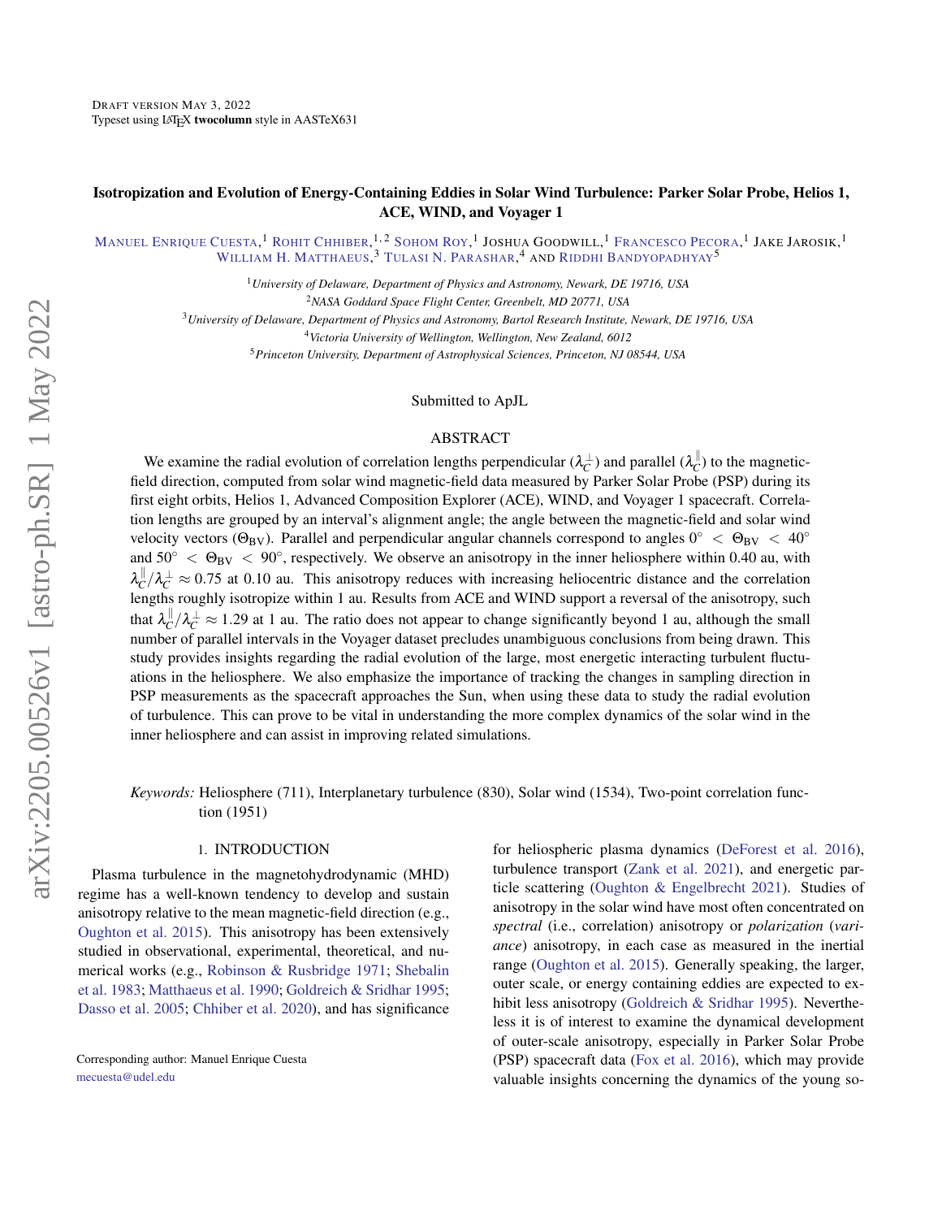# Isotropization and Evolution of Energy-Containing Eddies in Solar Wind Turbulence: Parker Solar Probe, Helios 1, ACE, WIND, and Voyager 1

Manuel Enrique Cuesta,[1] Rohit Chhiber,[1,2] Sohom Roy,[1] Joshua Goodwill,[1] Francesco Pecora,[1] Jake Jarosik,[1] William H. Matthaeus,[3] Tulasi N. Parashar,[4] and Riddhi Bandyopadhyay[5]

[1]*University of Delaware, Department of Physics and Astronomy, Newark, DE 19716, USA*

[2]*NASA Goddard Space Flight Center, Greenbelt, MD 20771, USA*

[3]*University of Delaware, Department of Physics and Astronomy, Bartol Research Institute, Newark, DE 19716, USA*

[4]*Victoria University of Wellington, Wellington, New Zealand, 6012*

[5]*Princeton University, Department of Astrophysical Sciences, Princeton, NJ 08544, USA*

Submitted to ApJL

## ABSTRACT

We examine the radial evolution of correlation lengths perpendicular ($\lambda_C^{\perp}$) and parallel ($\lambda_C^{\parallel}$) to the magnetic-field direction, computed from solar wind magnetic-field data measured by Parker Solar Probe (PSP) during its first eight orbits, Helios 1, Advanced Composition Explorer (ACE), WIND, and Voyager 1 spacecraft. Correlation lengths are grouped by an interval's alignment angle; the angle between the magnetic-field and solar wind velocity vectors ($\Theta_{\mathrm{BV}}$). Parallel and perpendicular angular channels correspond to angles $0^\circ < \Theta_{\mathrm{BV}} < 40^\circ$ and $50^\circ < \Theta_{\mathrm{BV}} < 90^\circ$, respectively. We observe an anisotropy in the inner heliosphere within 0.40 au, with $\lambda_C^{\parallel}/\lambda_C^{\perp} \approx 0.75$ at 0.10 au. This anisotropy reduces with increasing heliocentric distance and the correlation lengths roughly isotropize within 1 au. Results from ACE and WIND support a reversal of the anisotropy, such that $\lambda_C^{\parallel}/\lambda_C^{\perp} \approx 1.29$ at 1 au. The ratio does not appear to change significantly beyond 1 au, although the small number of parallel intervals in the Voyager dataset precludes unambiguous conclusions from being drawn. This study provides insights regarding the radial evolution of the large, most energetic interacting turbulent fluctuations in the heliosphere. We also emphasize the importance of tracking the changes in sampling direction in PSP measurements as the spacecraft approaches the Sun, when using these data to study the radial evolution of turbulence. This can prove to be vital in understanding the more complex dynamics of the solar wind in the inner heliosphere and can assist in improving related simulations.

*Keywords:* Heliosphere (711), Interplanetary turbulence (830), Solar wind (1534), Two-point correlation function (1951)

## 1. INTRODUCTION

Plasma turbulence in the magnetohydrodynamic (MHD) regime has a well-known tendency to develop and sustain anisotropy relative to the mean magnetic-field direction (e.g., Oughton et al. 2015). This anisotropy has been extensively studied in observational, experimental, theoretical, and numerical works (e.g., Robinson & Rusbridge 1971; Shebalin et al. 1983; Matthaeus et al. 1990; Goldreich & Sridhar 1995; Dasso et al. 2005; Chhiber et al. 2020), and has significance for heliospheric plasma dynamics (DeForest et al. 2016), turbulence transport (Zank et al. 2021), and energetic particle scattering (Oughton & Engelbrecht 2021). Studies of anisotropy in the solar wind have most often concentrated on *spectral* (i.e., correlation) anisotropy or *polarization* (*variance*) anisotropy, in each case as measured in the inertial range (Oughton et al. 2015). Generally speaking, the larger, outer scale, or energy containing eddies are expected to exhibit less anisotropy (Goldreich & Sridhar 1995). Nevertheless it is of interest to examine the dynamical development of outer-scale anisotropy, especially in Parker Solar Probe (PSP) spacecraft data (Fox et al. 2016), which may provide valuable insights concerning the dynamics of the young so-

Corresponding author: Manuel Enrique Cuesta
mecuesta@udel.edu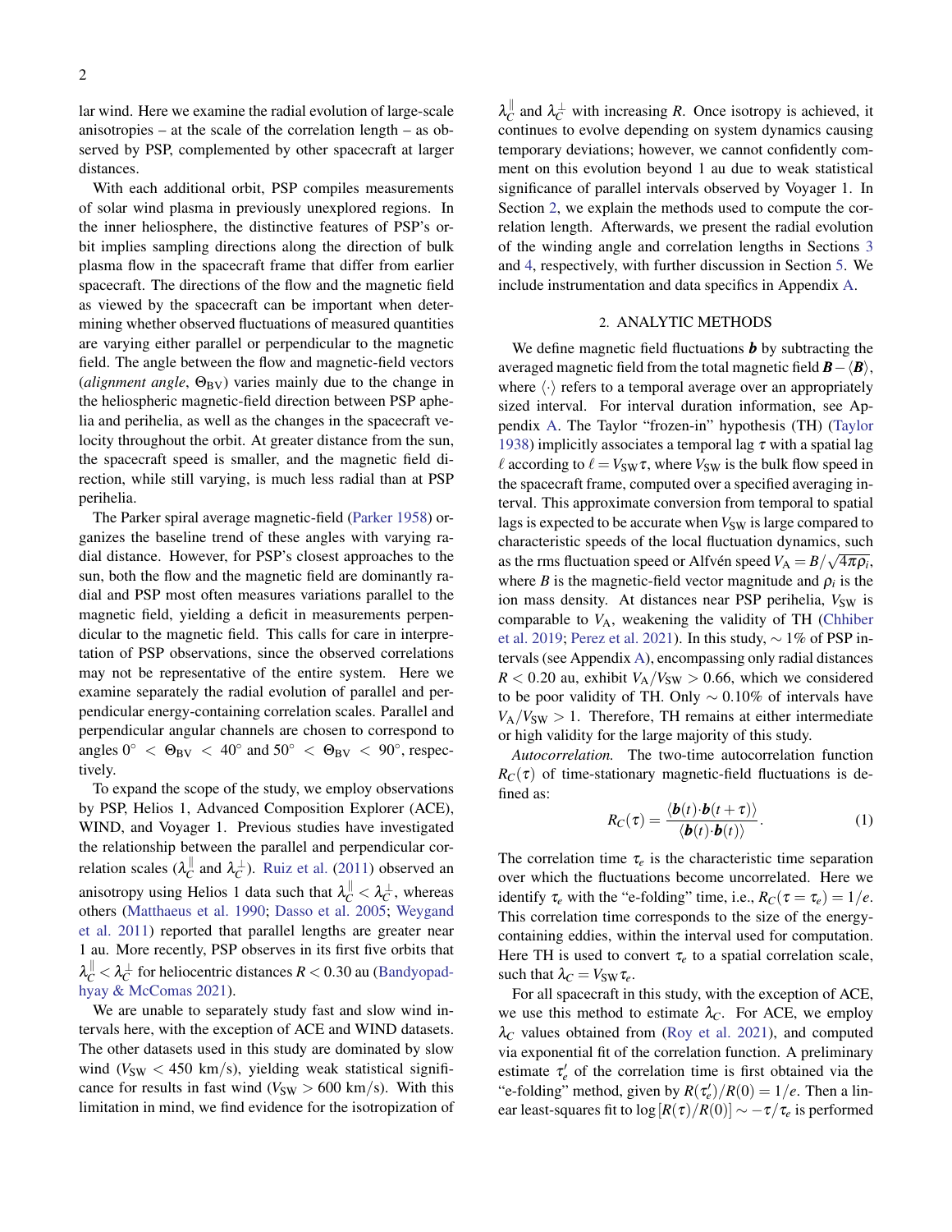lar wind. Here we examine the radial evolution of large-scale anisotropies – at the scale of the correlation length – as observed by PSP, complemented by other spacecraft at larger distances.

With each additional orbit, PSP compiles measurements of solar wind plasma in previously unexplored regions. In the inner heliosphere, the distinctive features of PSP's orbit implies sampling directions along the direction of bulk plasma flow in the spacecraft frame that differ from earlier spacecraft. The directions of the flow and the magnetic field as viewed by the spacecraft can be important when determining whether observed fluctuations of measured quantities are varying either parallel or perpendicular to the magnetic field. The angle between the flow and magnetic-field vectors (*alignment angle*, $\Theta_{\rm BV}$) varies mainly due to the change in the heliospheric magnetic-field direction between PSP aphelia and perihelia, as well as the changes in the spacecraft velocity throughout the orbit. At greater distance from the sun, the spacecraft speed is smaller, and the magnetic field direction, while still varying, is much less radial than at PSP perihelia.

The Parker spiral average magnetic-field (Parker 1958) organizes the baseline trend of these angles with varying radial distance. However, for PSP's closest approaches to the sun, both the flow and the magnetic field are dominantly radial and PSP most often measures variations parallel to the magnetic field, yielding a deficit in measurements perpendicular to the magnetic field. This calls for care in interpretation of PSP observations, since the observed correlations may not be representative of the entire system. Here we examine separately the radial evolution of parallel and perpendicular energy-containing correlation scales. Parallel and perpendicular angular channels are chosen to correspond to angles $0^\circ < \Theta_{\rm BV} < 40^\circ$ and $50^\circ < \Theta_{\rm BV} < 90^\circ$, respectively.

To expand the scope of the study, we employ observations by PSP, Helios 1, Advanced Composition Explorer (ACE), WIND, and Voyager 1. Previous studies have investigated the relationship between the parallel and perpendicular correlation scales ($\lambda_C^{\parallel}$ and $\lambda_C^{\perp}$). Ruiz et al. (2011) observed an anisotropy using Helios 1 data such that $\lambda_C^{\parallel} < \lambda_C^{\perp}$, whereas others (Matthaeus et al. 1990; Dasso et al. 2005; Weygand et al. 2011) reported that parallel lengths are greater near 1 au. More recently, PSP observes in its first five orbits that $\lambda_C^{\parallel} < \lambda_C^{\perp}$ for heliocentric distances $R < 0.30$ au (Bandyopadhyay & McComas 2021).

We are unable to separately study fast and slow wind intervals here, with the exception of ACE and WIND datasets. The other datasets used in this study are dominated by slow wind ($V_{\rm SW} < 450$ km/s), yielding weak statistical significance for results in fast wind ($V_{\rm SW} > 600$ km/s). With this limitation in mind, we find evidence for the isotropization of $\lambda_C^{\parallel}$ and $\lambda_C^{\perp}$ with increasing $R$. Once isotropy is achieved, it continues to evolve depending on system dynamics causing temporary deviations; however, we cannot confidently comment on this evolution beyond 1 au due to weak statistical significance of parallel intervals observed by Voyager 1. In Section 2, we explain the methods used to compute the correlation length. Afterwards, we present the radial evolution of the winding angle and correlation lengths in Sections 3 and 4, respectively, with further discussion in Section 5. We include instrumentation and data specifics in Appendix A.

## 2. ANALYTIC METHODS

We define magnetic field fluctuations $\boldsymbol{b}$ by subtracting the averaged magnetic field from the total magnetic field $\boldsymbol{B} - \langle \boldsymbol{B} \rangle$, where $\langle \cdot \rangle$ refers to a temporal average over an appropriately sized interval. For interval duration information, see Appendix A. The Taylor "frozen-in" hypothesis (TH) (Taylor 1938) implicitly associates a temporal lag $\tau$ with a spatial lag $\ell$ according to $\ell = V_{\rm SW}\tau$, where $V_{\rm SW}$ is the bulk flow speed in the spacecraft frame, computed over a specified averaging interval. This approximate conversion from temporal to spatial lags is expected to be accurate when $V_{\rm SW}$ is large compared to characteristic speeds of the local fluctuation dynamics, such as the rms fluctuation speed or Alfvén speed $V_{\rm A} = B/\sqrt{4\pi\rho_i}$, where $B$ is the magnetic-field vector magnitude and $\rho_i$ is the ion mass density. At distances near PSP perihelia, $V_{\rm SW}$ is comparable to $V_{\rm A}$, weakening the validity of TH (Chhiber et al. 2019; Perez et al. 2021). In this study, $\sim 1\%$ of PSP intervals (see Appendix A), encompassing only radial distances $R < 0.20$ au, exhibit $V_{\rm A}/V_{\rm SW} > 0.66$, which we considered to be poor validity of TH. Only $\sim 0.10\%$ of intervals have $V_{\rm A}/V_{\rm SW} > 1$. Therefore, TH remains at either intermediate or high validity for the large majority of this study.

*Autocorrelation.* The two-time autocorrelation function $R_C(\tau)$ of time-stationary magnetic-field fluctuations is defined as:

$$R_C(\tau) = \frac{\langle \boldsymbol{b}(t) \cdot \boldsymbol{b}(t+\tau) \rangle}{\langle \boldsymbol{b}(t) \cdot \boldsymbol{b}(t) \rangle}. \tag{1}$$

The correlation time $\tau_e$ is the characteristic time separation over which the fluctuations become uncorrelated. Here we identify $\tau_e$ with the "e-folding" time, i.e., $R_C(\tau = \tau_e) = 1/e$. This correlation time corresponds to the size of the energy-containing eddies, within the interval used for computation. Here TH is used to convert $\tau_e$ to a spatial correlation scale, such that $\lambda_C = V_{\rm SW}\tau_e$.

For all spacecraft in this study, with the exception of ACE, we use this method to estimate $\lambda_C$. For ACE, we employ $\lambda_C$ values obtained from (Roy et al. 2021), and computed via exponential fit of the correlation function. A preliminary estimate $\tau_e'$ of the correlation time is first obtained via the "e-folding" method, given by $R(\tau_e')/R(0) = 1/e$. Then a linear least-squares fit to $\log[R(\tau)/R(0)] \sim -\tau/\tau_e$ is performed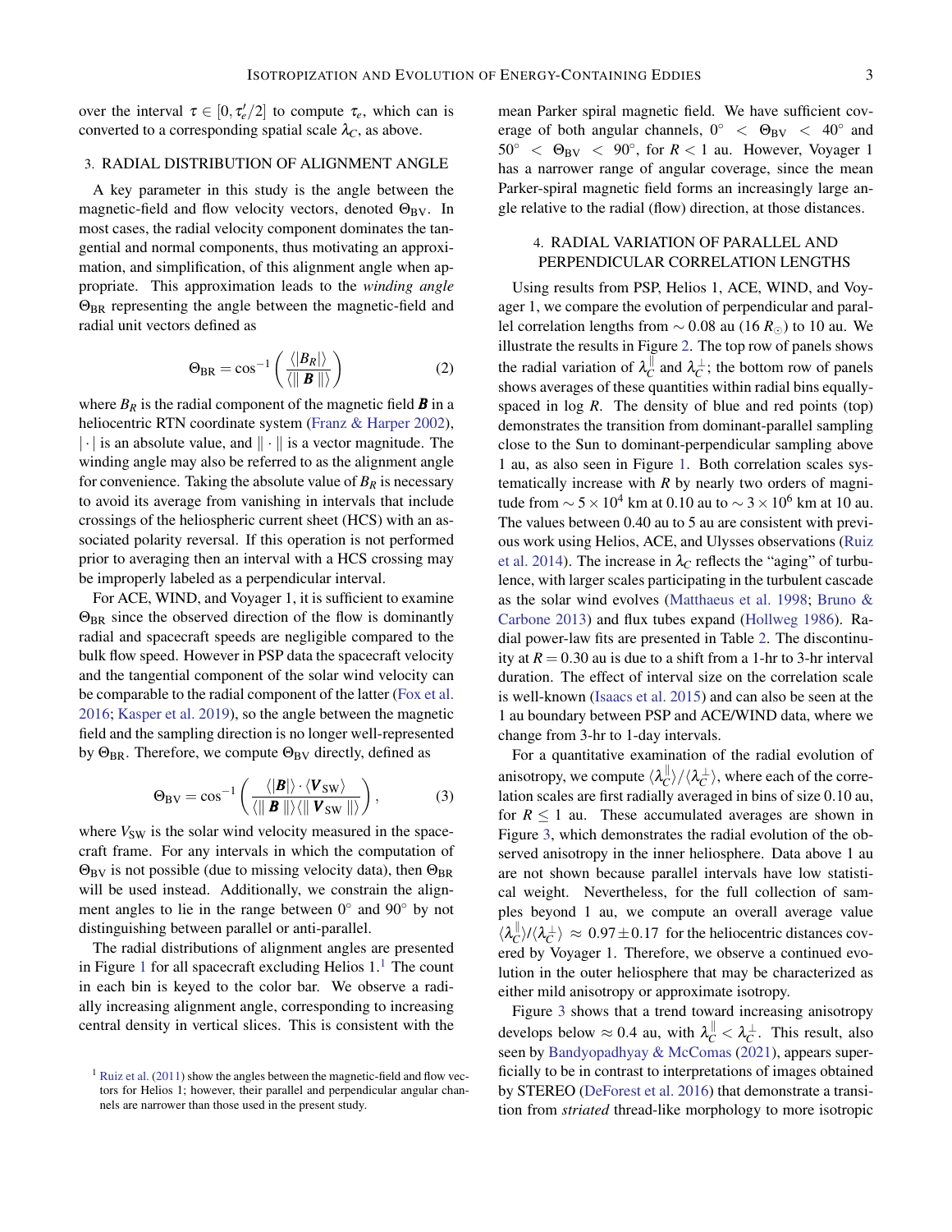over the interval $\tau \in [0, \tau_e'/2]$ to compute $\tau_e$, which can is converted to a corresponding spatial scale $\lambda_C$, as above.

## 3. RADIAL DISTRIBUTION OF ALIGNMENT ANGLE

A key parameter in this study is the angle between the magnetic-field and flow velocity vectors, denoted $\Theta_{\rm BV}$. In most cases, the radial velocity component dominates the tangential and normal components, thus motivating an approximation, and simplification, of this alignment angle when appropriate. This approximation leads to the *winding angle* $\Theta_{\rm BR}$ representing the angle between the magnetic-field and radial unit vectors defined as

$$\Theta_{\rm BR} = \cos^{-1}\left(\frac{\langle |B_R| \rangle}{\langle \| \boldsymbol{B} \| \rangle}\right) \tag{2}$$

where $B_R$ is the radial component of the magnetic field $\boldsymbol{B}$ in a heliocentric RTN coordinate system (Franz & Harper 2002), $|\cdot|$ is an absolute value, and $\|\cdot\|$ is a vector magnitude. The winding angle may also be referred to as the alignment angle for convenience. Taking the absolute value of $B_R$ is necessary to avoid its average from vanishing in intervals that include crossings of the heliospheric current sheet (HCS) with an associated polarity reversal. If this operation is not performed prior to averaging then an interval with a HCS crossing may be improperly labeled as a perpendicular interval.

For ACE, WIND, and Voyager 1, it is sufficient to examine $\Theta_{\rm BR}$ since the observed direction of the flow is dominantly radial and spacecraft speeds are negligible compared to the bulk flow speed. However in PSP data the spacecraft velocity and the tangential component of the solar wind velocity can be comparable to the radial component of the latter (Fox et al. 2016; Kasper et al. 2019), so the angle between the magnetic field and the sampling direction is no longer well-represented by $\Theta_{\rm BR}$. Therefore, we compute $\Theta_{\rm BV}$ directly, defined as

$$\Theta_{\rm BV} = \cos^{-1}\left(\frac{\langle |\boldsymbol{B}| \rangle \cdot \langle \boldsymbol{V}_{\rm SW} \rangle}{\langle \| \boldsymbol{B} \| \rangle \langle \| \boldsymbol{V}_{\rm SW} \| \rangle}\right), \tag{3}$$

where $V_{\rm SW}$ is the solar wind velocity measured in the spacecraft frame. For any intervals in which the computation of $\Theta_{\rm BV}$ is not possible (due to missing velocity data), then $\Theta_{\rm BR}$ will be used instead. Additionally, we constrain the alignment angles to lie in the range between $0^\circ$ and $90^\circ$ by not distinguishing between parallel or anti-parallel.

The radial distributions of alignment angles are presented in Figure 1 for all spacecraft excluding Helios 1.[1] The count in each bin is keyed to the color bar. We observe a radially increasing alignment angle, corresponding to increasing central density in vertical slices. This is consistent with the mean Parker spiral magnetic field. We have sufficient coverage of both angular channels, $0^\circ < \Theta_{\rm BV} < 40^\circ$ and $50^\circ < \Theta_{\rm BV} < 90^\circ$, for $R < 1$ au. However, Voyager 1 has a narrower range of angular coverage, since the mean Parker-spiral magnetic field forms an increasingly large angle relative to the radial (flow) direction, at those distances.

[1] Ruiz et al. (2011) show the angles between the magnetic-field and flow vectors for Helios 1; however, their parallel and perpendicular angular channels are narrower than those used in the present study.

## 4. RADIAL VARIATION OF PARALLEL AND PERPENDICULAR CORRELATION LENGTHS

Using results from PSP, Helios 1, ACE, WIND, and Voyager 1, we compare the evolution of perpendicular and parallel correlation lengths from $\sim 0.08$ au ($16\,R_\odot$) to 10 au. We illustrate the results in Figure 2. The top row of panels shows the radial variation of $\lambda_C^\parallel$ and $\lambda_C^\perp$; the bottom row of panels shows averages of these quantities within radial bins equally-spaced in log $R$. The density of blue and red points (top) demonstrates the transition from dominant-parallel sampling close to the Sun to dominant-perpendicular sampling above 1 au, as also seen in Figure 1. Both correlation scales systematically increase with $R$ by nearly two orders of magnitude from $\sim 5 \times 10^4$ km at 0.10 au to $\sim 3 \times 10^6$ km at 10 au. The values between 0.40 au to 5 au are consistent with previous work using Helios, ACE, and Ulysses observations (Ruiz et al. 2014). The increase in $\lambda_C$ reflects the "aging" of turbulence, with larger scales participating in the turbulent cascade as the solar wind evolves (Matthaeus et al. 1998; Bruno & Carbone 2013) and flux tubes expand (Hollweg 1986). Radial power-law fits are presented in Table 2. The discontinuity at $R = 0.30$ au is due to a shift from a 1-hr to 3-hr interval duration. The effect of interval size on the correlation scale is well-known (Isaacs et al. 2015) and can also be seen at the 1 au boundary between PSP and ACE/WIND data, where we change from 3-hr to 1-day intervals.

For a quantitative examination of the radial evolution of anisotropy, we compute $\langle \lambda_C^\parallel \rangle / \langle \lambda_C^\perp \rangle$, where each of the correlation scales are first radially averaged in bins of size 0.10 au, for $R \leq 1$ au. These accumulated averages are shown in Figure 3, which demonstrates the radial evolution of the observed anisotropy in the inner heliosphere. Data above 1 au are not shown because parallel intervals have low statistical weight. Nevertheless, for the full collection of samples beyond 1 au, we compute an overall average value $\langle \lambda_C^\parallel \rangle / \langle \lambda_C^\perp \rangle \approx 0.97 \pm 0.17$ for the heliocentric distances covered by Voyager 1. Therefore, we observe a continued evolution in the outer heliosphere that may be characterized as either mild anisotropy or approximate isotropy.

Figure 3 shows that a trend toward increasing anisotropy develops below $\approx 0.4$ au, with $\lambda_C^\parallel < \lambda_C^\perp$. This result, also seen by Bandyopadhyay & McComas (2021), appears superficially to be in contrast to interpretations of images obtained by STEREO (DeForest et al. 2016) that demonstrate a transition from *striated* thread-like morphology to more isotropic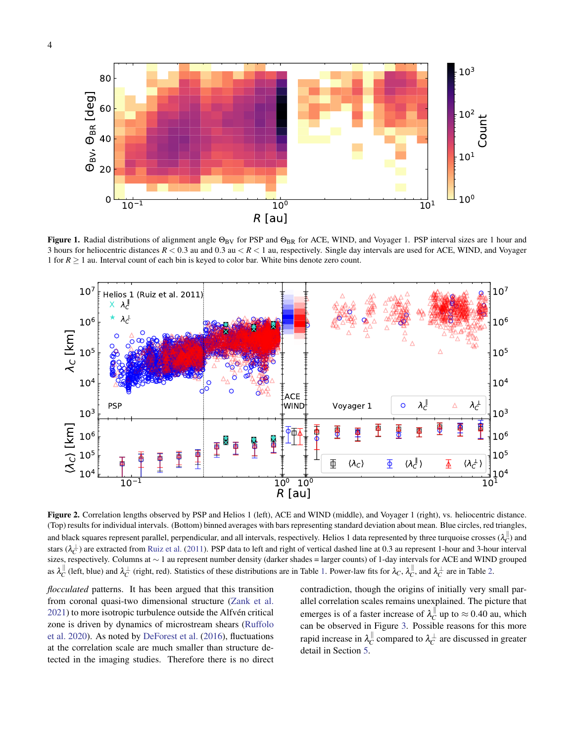**Figure 1.** Radial distributions of alignment angle $\Theta_{BV}$ for PSP and $\Theta_{BR}$ for ACE, WIND, and Voyager 1. PSP interval sizes are 1 hour and 3 hours for heliocentric distances $R < 0.3$ au and $0.3$ au $< R < 1$ au, respectively. Single day intervals are used for ACE, WIND, and Voyager 1 for $R \geq 1$ au. Interval count of each bin is keyed to color bar. White bins denote zero count.

**Figure 2.** Correlation lengths observed by PSP and Helios 1 (left), ACE and WIND (middle), and Voyager 1 (right), vs. heliocentric distance. (Top) results for individual intervals. (Bottom) binned averages with bars representing standard deviation about mean. Blue circles, red triangles, and black squares represent parallel, perpendicular, and all intervals, respectively. Helios 1 data represented by three turquoise crosses ($\lambda_C^{\parallel}$) and stars ($\lambda_C^{\perp}$) are extracted from Ruiz et al. (2011). PSP data to left and right of vertical dashed line at 0.3 au represent 1-hour and 3-hour interval sizes, respectively. Columns at $\sim 1$ au represent number density (darker shades = larger counts) of 1-day intervals for ACE and WIND grouped as $\lambda_C^{\parallel}$ (left, blue) and $\lambda_C^{\perp}$ (right, red). Statistics of these distributions are in Table 1. Power-law fits for $\lambda_C$, $\lambda_C^{\parallel}$, and $\lambda_C^{\perp}$ are in Table 2.

*flocculated* patterns. It has been argued that this transition from coronal quasi-two dimensional structure (Zank et al. 2021) to more isotropic turbulence outside the Alfvén critical zone is driven by dynamics of microstream shears (Ruffolo et al. 2020). As noted by DeForest et al. (2016), fluctuations at the correlation scale are much smaller than structure detected in the imaging studies. Therefore there is no direct contradiction, though the origins of initially very small parallel correlation scales remains unexplained. The picture that emerges is of a faster increase of $\lambda_C^{\parallel}$ up to $\approx 0.40$ au, which can be observed in Figure 3. Possible reasons for this more rapid increase in $\lambda_C^{\parallel}$ compared to $\lambda_C^{\perp}$ are discussed in greater detail in Section 5.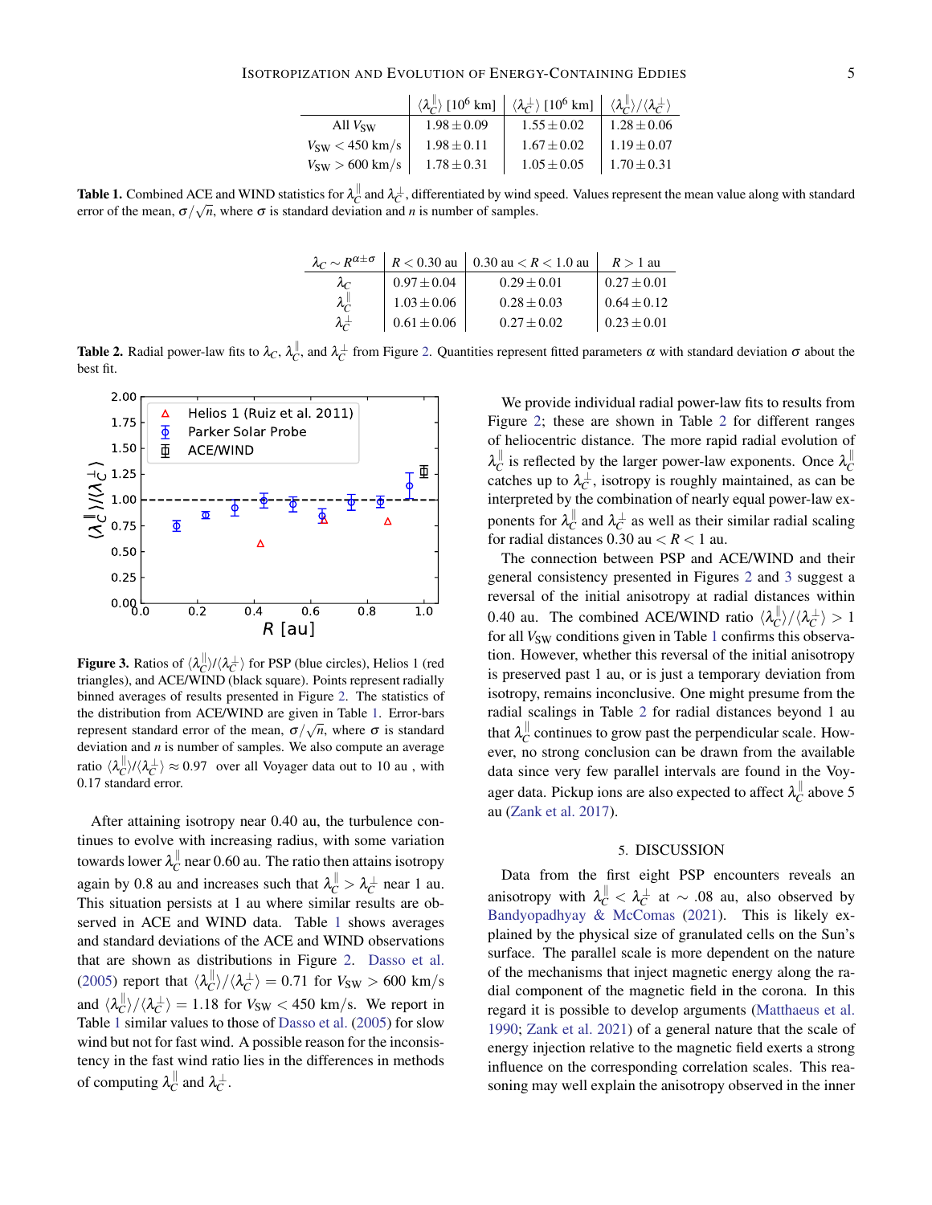|  | $\langle\lambda_C^{\parallel}\rangle$ [$10^6$ km] | $\langle\lambda_C^{\perp}\rangle$ [$10^6$ km] | $\langle\lambda_C^{\parallel}\rangle/\langle\lambda_C^{\perp}\rangle$ |
|---|---|---|---|
| All $V_{\rm SW}$ | $1.98 \pm 0.09$ | $1.55 \pm 0.02$ | $1.28 \pm 0.06$ |
| $V_{\rm SW} < 450$ km/s | $1.98 \pm 0.11$ | $1.67 \pm 0.02$ | $1.19 \pm 0.07$ |
| $V_{\rm SW} > 600$ km/s | $1.78 \pm 0.31$ | $1.05 \pm 0.05$ | $1.70 \pm 0.31$ |

**Table 1.** Combined ACE and WIND statistics for $\lambda_C^{\parallel}$ and $\lambda_C^{\perp}$, differentiated by wind speed. Values represent the mean value along with standard error of the mean, $\sigma/\sqrt{n}$, where $\sigma$ is standard deviation and $n$ is number of samples.

| $\lambda_C \sim R^{\alpha\pm\sigma}$ | $R < 0.30$ au | $0.30$ au $< R < 1.0$ au | $R > 1$ au |
|---|---|---|---|
| $\lambda_C$ | $0.97 \pm 0.04$ | $0.29 \pm 0.01$ | $0.27 \pm 0.01$ |
| $\lambda_C^{\parallel}$ | $1.03 \pm 0.06$ | $0.28 \pm 0.03$ | $0.64 \pm 0.12$ |
| $\lambda_C^{\perp}$ | $0.61 \pm 0.06$ | $0.27 \pm 0.02$ | $0.23 \pm 0.01$ |

**Table 2.** Radial power-law fits to $\lambda_C$, $\lambda_C^{\parallel}$, and $\lambda_C^{\perp}$ from Figure 2. Quantities represent fitted parameters $\alpha$ with standard deviation $\sigma$ about the best fit.

**Figure 3.** Ratios of $\langle\lambda_C^{\parallel}\rangle/\langle\lambda_C^{\perp}\rangle$ for PSP (blue circles), Helios 1 (red triangles), and ACE/WIND (black square). Points represent radially binned averages of results presented in Figure 2. The statistics of the distribution from ACE/WIND are given in Table 1. Error-bars represent standard error of the mean, $\sigma/\sqrt{n}$, where $\sigma$ is standard deviation and $n$ is number of samples. We also compute an average ratio $\langle\lambda_C^{\parallel}\rangle/\langle\lambda_C^{\perp}\rangle \approx 0.97$ over all Voyager data out to 10 au , with 0.17 standard error.

After attaining isotropy near 0.40 au, the turbulence continues to evolve with increasing radius, with some variation towards lower $\lambda_C^{\parallel}$ near 0.60 au. The ratio then attains isotropy again by 0.8 au and increases such that $\lambda_C^{\parallel} > \lambda_C^{\perp}$ near 1 au. This situation persists at 1 au where similar results are observed in ACE and WIND data. Table 1 shows averages and standard deviations of the ACE and WIND observations that are shown as distributions in Figure 2. Dasso et al. (2005) report that $\langle\lambda_C^{\parallel}\rangle/\langle\lambda_C^{\perp}\rangle = 0.71$ for $V_{\rm SW} > 600$ km/s and $\langle\lambda_C^{\parallel}\rangle/\langle\lambda_C^{\perp}\rangle = 1.18$ for $V_{\rm SW} < 450$ km/s. We report in Table 1 similar values to those of Dasso et al. (2005) for slow wind but not for fast wind. A possible reason for the inconsistency in the fast wind ratio lies in the differences in methods of computing $\lambda_C^{\parallel}$ and $\lambda_C^{\perp}$.

We provide individual radial power-law fits to results from Figure 2; these are shown in Table 2 for different ranges of heliocentric distance. The more rapid radial evolution of $\lambda_C^{\parallel}$ is reflected by the larger power-law exponents. Once $\lambda_C^{\parallel}$ catches up to $\lambda_C^{\perp}$, isotropy is roughly maintained, as can be interpreted by the combination of nearly equal power-law exponents for $\lambda_C^{\parallel}$ and $\lambda_C^{\perp}$ as well as their similar radial scaling for radial distances $0.30$ au $< R < 1$ au.

The connection between PSP and ACE/WIND and their general consistency presented in Figures 2 and 3 suggest a reversal of the initial anisotropy at radial distances within 0.40 au. The combined ACE/WIND ratio $\langle\lambda_C^{\parallel}\rangle/\langle\lambda_C^{\perp}\rangle > 1$ for all $V_{\rm SW}$ conditions given in Table 1 confirms this observation. However, whether this reversal of the initial anisotropy is preserved past 1 au, or is just a temporary deviation from isotropy, remains inconclusive. One might presume from the radial scalings in Table 2 for radial distances beyond 1 au that $\lambda_C^{\parallel}$ continues to grow past the perpendicular scale. However, no strong conclusion can be drawn from the available data since very few parallel intervals are found in the Voyager data. Pickup ions are also expected to affect $\lambda_C^{\parallel}$ above 5 au (Zank et al. 2017).

## 5. DISCUSSION

Data from the first eight PSP encounters reveals an anisotropy with $\lambda_C^{\parallel} < \lambda_C^{\perp}$ at $\sim .08$ au, also observed by Bandyopadhyay & McComas (2021). This is likely explained by the physical size of granulated cells on the Sun's surface. The parallel scale is more dependent on the nature of the mechanisms that inject magnetic energy along the radial component of the magnetic field in the corona. In this regard it is possible to develop arguments (Matthaeus et al. 1990; Zank et al. 2021) of a general nature that the scale of energy injection relative to the magnetic field exerts a strong influence on the corresponding correlation scales. This reasoning may well explain the anisotropy observed in the inner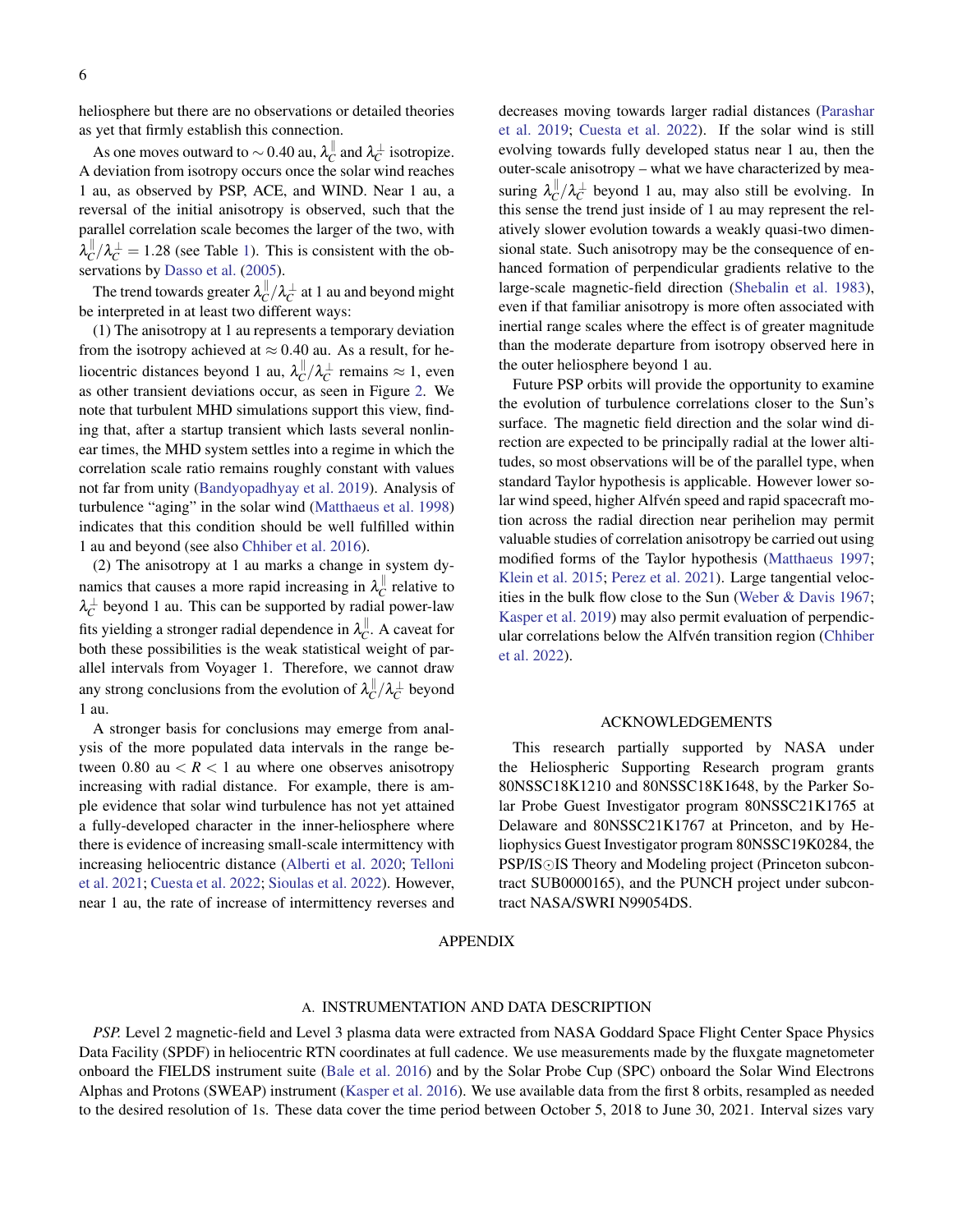heliosphere but there are no observations or detailed theories as yet that firmly establish this connection.

As one moves outward to $\sim 0.40$ au, $\lambda_C^{\parallel}$ and $\lambda_C^{\perp}$ isotropize. A deviation from isotropy occurs once the solar wind reaches 1 au, as observed by PSP, ACE, and WIND. Near 1 au, a reversal of the initial anisotropy is observed, such that the parallel correlation scale becomes the larger of the two, with $\lambda_C^{\parallel}/\lambda_C^{\perp} = 1.28$ (see Table 1). This is consistent with the observations by Dasso et al. (2005).

The trend towards greater $\lambda_C^{\parallel}/\lambda_C^{\perp}$ at 1 au and beyond might be interpreted in at least two different ways:

(1) The anisotropy at 1 au represents a temporary deviation from the isotropy achieved at $\approx 0.40$ au. As a result, for heliocentric distances beyond 1 au, $\lambda_C^{\parallel}/\lambda_C^{\perp}$ remains $\approx 1$, even as other transient deviations occur, as seen in Figure 2. We note that turbulent MHD simulations support this view, finding that, after a startup transient which lasts several nonlinear times, the MHD system settles into a regime in which the correlation scale ratio remains roughly constant with values not far from unity (Bandyopadhyay et al. 2019). Analysis of turbulence "aging" in the solar wind (Matthaeus et al. 1998) indicates that this condition should be well fulfilled within 1 au and beyond (see also Chhiber et al. 2016).

(2) The anisotropy at 1 au marks a change in system dynamics that causes a more rapid increasing in $\lambda_C^{\parallel}$ relative to $\lambda_C^{\perp}$ beyond 1 au. This can be supported by radial power-law fits yielding a stronger radial dependence in $\lambda_C^{\parallel}$. A caveat for both these possibilities is the weak statistical weight of parallel intervals from Voyager 1. Therefore, we cannot draw any strong conclusions from the evolution of $\lambda_C^{\parallel}/\lambda_C^{\perp}$ beyond 1 au.

A stronger basis for conclusions may emerge from analysis of the more populated data intervals in the range between 0.80 au $< R <$ 1 au where one observes anisotropy increasing with radial distance. For example, there is ample evidence that solar wind turbulence has not yet attained a fully-developed character in the inner-heliosphere where there is evidence of increasing small-scale intermittency with increasing heliocentric distance (Alberti et al. 2020; Telloni et al. 2021; Cuesta et al. 2022; Sioulas et al. 2022). However, near 1 au, the rate of increase of intermittency reverses and decreases moving towards larger radial distances (Parashar et al. 2019; Cuesta et al. 2022). If the solar wind is still evolving towards fully developed status near 1 au, then the outer-scale anisotropy – what we have characterized by measuring $\lambda_C^{\parallel}/\lambda_C^{\perp}$ beyond 1 au, may also still be evolving. In this sense the trend just inside of 1 au may represent the relatively slower evolution towards a weakly quasi-two dimensional state. Such anisotropy may be the consequence of enhanced formation of perpendicular gradients relative to the large-scale magnetic-field direction (Shebalin et al. 1983), even if that familiar anisotropy is more often associated with inertial range scales where the effect is of greater magnitude than the moderate departure from isotropy observed here in the outer heliosphere beyond 1 au.

Future PSP orbits will provide the opportunity to examine the evolution of turbulence correlations closer to the Sun's surface. The magnetic field direction and the solar wind direction are expected to be principally radial at the lower altitudes, so most observations will be of the parallel type, when standard Taylor hypothesis is applicable. However lower solar wind speed, higher Alfvén speed and rapid spacecraft motion across the radial direction near perihelion may permit valuable studies of correlation anisotropy be carried out using modified forms of the Taylor hypothesis (Matthaeus 1997; Klein et al. 2015; Perez et al. 2021). Large tangential velocities in the bulk flow close to the Sun (Weber & Davis 1967; Kasper et al. 2019) may also permit evaluation of perpendicular correlations below the Alfvén transition region (Chhiber et al. 2022).

## ACKNOWLEDGEMENTS

This research partially supported by NASA under the Heliospheric Supporting Research program grants 80NSSC18K1210 and 80NSSC18K1648, by the Parker Solar Probe Guest Investigator program 80NSSC21K1765 at Delaware and 80NSSC21K1767 at Princeton, and by Heliophysics Guest Investigator program 80NSSC19K0284, the PSP/IS⊙IS Theory and Modeling project (Princeton subcontract SUB0000165), and the PUNCH project under subcontract NASA/SWRI N99054DS.

## APPENDIX

### A. INSTRUMENTATION AND DATA DESCRIPTION

*PSP.* Level 2 magnetic-field and Level 3 plasma data were extracted from NASA Goddard Space Flight Center Space Physics Data Facility (SPDF) in heliocentric RTN coordinates at full cadence. We use measurements made by the fluxgate magnetometer onboard the FIELDS instrument suite (Bale et al. 2016) and by the Solar Probe Cup (SPC) onboard the Solar Wind Electrons Alphas and Protons (SWEAP) instrument (Kasper et al. 2016). We use available data from the first 8 orbits, resampled as needed to the desired resolution of 1s. These data cover the time period between October 5, 2018 to June 30, 2021. Interval sizes vary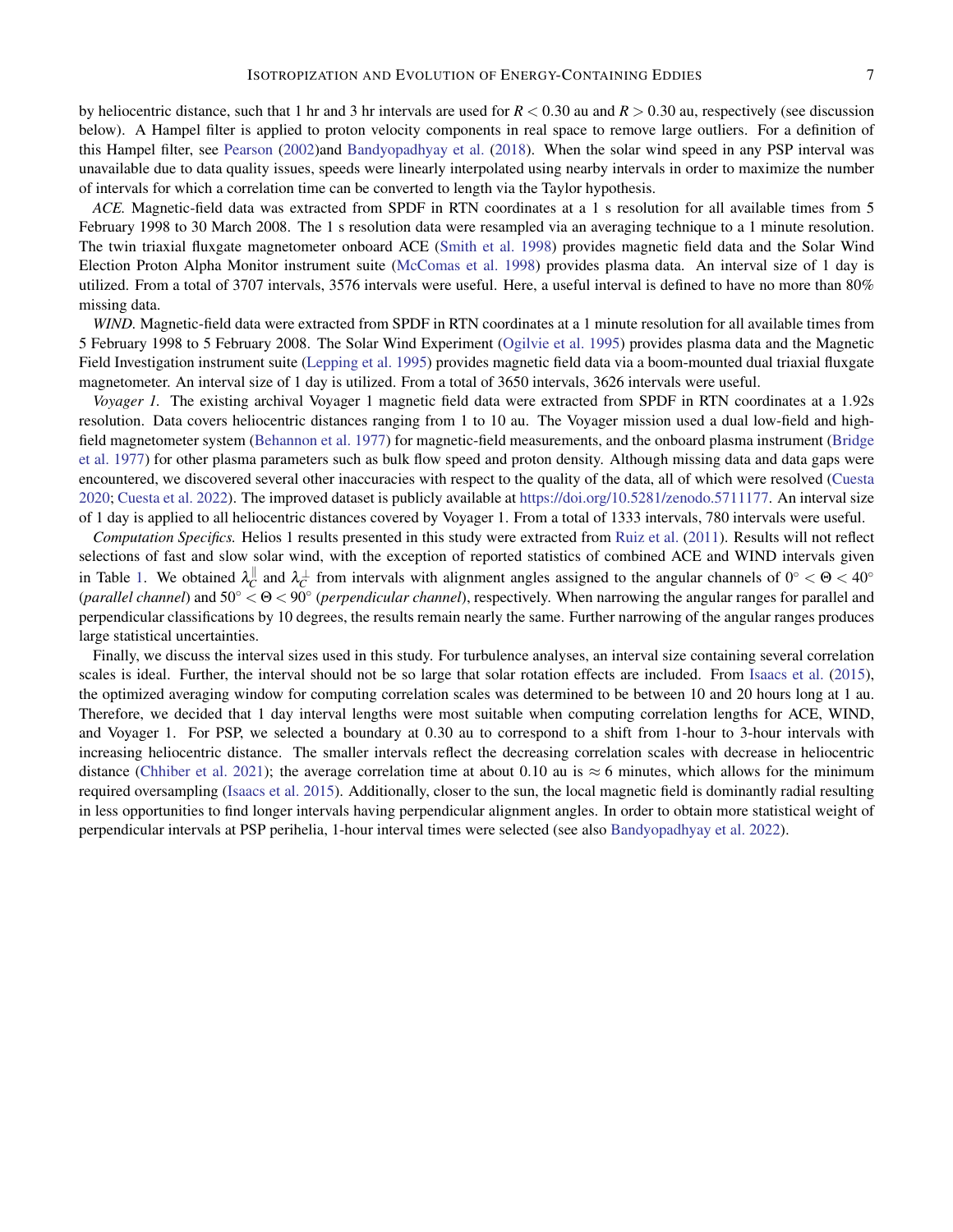by heliocentric distance, such that 1 hr and 3 hr intervals are used for $R < 0.30$ au and $R > 0.30$ au, respectively (see discussion below). A Hampel filter is applied to proton velocity components in real space to remove large outliers. For a definition of this Hampel filter, see Pearson (2002)and Bandyopadhyay et al. (2018). When the solar wind speed in any PSP interval was unavailable due to data quality issues, speeds were linearly interpolated using nearby intervals in order to maximize the number of intervals for which a correlation time can be converted to length via the Taylor hypothesis.

*ACE.* Magnetic-field data was extracted from SPDF in RTN coordinates at a 1 s resolution for all available times from 5 February 1998 to 30 March 2008. The 1 s resolution data were resampled via an averaging technique to a 1 minute resolution. The twin triaxial fluxgate magnetometer onboard ACE (Smith et al. 1998) provides magnetic field data and the Solar Wind Election Proton Alpha Monitor instrument suite (McComas et al. 1998) provides plasma data. An interval size of 1 day is utilized. From a total of 3707 intervals, 3576 intervals were useful. Here, a useful interval is defined to have no more than 80% missing data.

*WIND.* Magnetic-field data were extracted from SPDF in RTN coordinates at a 1 minute resolution for all available times from 5 February 1998 to 5 February 2008. The Solar Wind Experiment (Ogilvie et al. 1995) provides plasma data and the Magnetic Field Investigation instrument suite (Lepping et al. 1995) provides magnetic field data via a boom-mounted dual triaxial fluxgate magnetometer. An interval size of 1 day is utilized. From a total of 3650 intervals, 3626 intervals were useful.

*Voyager 1.* The existing archival Voyager 1 magnetic field data were extracted from SPDF in RTN coordinates at a 1.92s resolution. Data covers heliocentric distances ranging from 1 to 10 au. The Voyager mission used a dual low-field and high-field magnetometer system (Behannon et al. 1977) for magnetic-field measurements, and the onboard plasma instrument (Bridge et al. 1977) for other plasma parameters such as bulk flow speed and proton density. Although missing data and data gaps were encountered, we discovered several other inaccuracies with respect to the quality of the data, all of which were resolved (Cuesta 2020; Cuesta et al. 2022). The improved dataset is publicly available at https://doi.org/10.5281/zenodo.5711177. An interval size of 1 day is applied to all heliocentric distances covered by Voyager 1. From a total of 1333 intervals, 780 intervals were useful.

*Computation Specifics.* Helios 1 results presented in this study were extracted from Ruiz et al. (2011). Results will not reflect selections of fast and slow solar wind, with the exception of reported statistics of combined ACE and WIND intervals given in Table 1. We obtained $\lambda_C^{\parallel}$ and $\lambda_C^{\perp}$ from intervals with alignment angles assigned to the angular channels of $0^\circ < \Theta < 40^\circ$ (*parallel channel*) and $50^\circ < \Theta < 90^\circ$ (*perpendicular channel*), respectively. When narrowing the angular ranges for parallel and perpendicular classifications by 10 degrees, the results remain nearly the same. Further narrowing of the angular ranges produces large statistical uncertainties.

Finally, we discuss the interval sizes used in this study. For turbulence analyses, an interval size containing several correlation scales is ideal. Further, the interval should not be so large that solar rotation effects are included. From Isaacs et al. (2015), the optimized averaging window for computing correlation scales was determined to be between 10 and 20 hours long at 1 au. Therefore, we decided that 1 day interval lengths were most suitable when computing correlation lengths for ACE, WIND, and Voyager 1. For PSP, we selected a boundary at 0.30 au to correspond to a shift from 1-hour to 3-hour intervals with increasing heliocentric distance. The smaller intervals reflect the decreasing correlation scales with decrease in heliocentric distance (Chhiber et al. 2021); the average correlation time at about 0.10 au is $\approx 6$ minutes, which allows for the minimum required oversampling (Isaacs et al. 2015). Additionally, closer to the sun, the local magnetic field is dominantly radial resulting in less opportunities to find longer intervals having perpendicular alignment angles. In order to obtain more statistical weight of perpendicular intervals at PSP perihelia, 1-hour interval times were selected (see also Bandyopadhyay et al. 2022).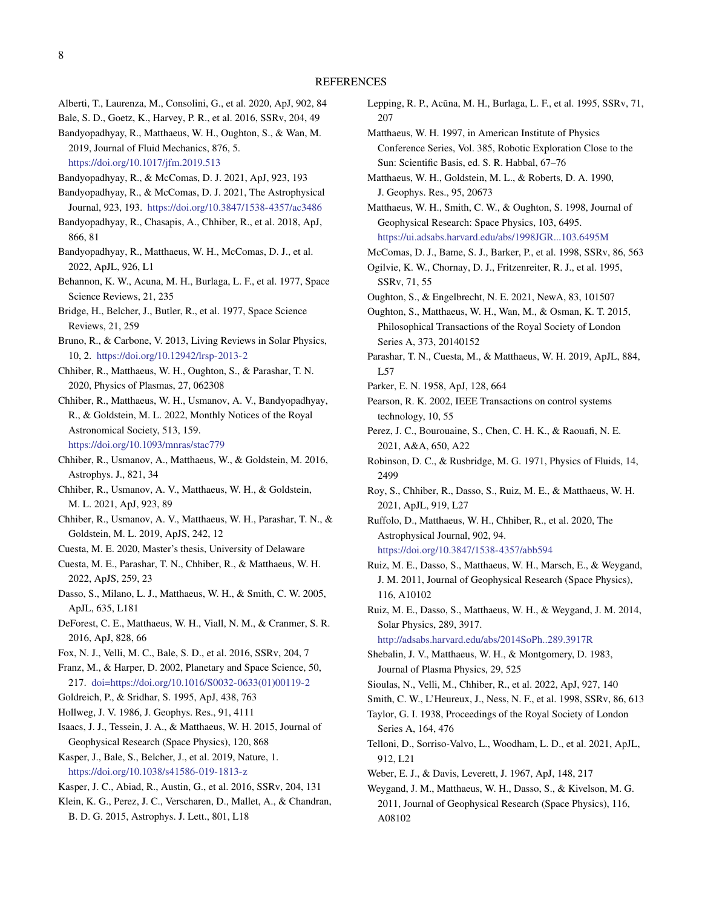# REFERENCES

Alberti, T., Laurenza, M., Consolini, G., et al. 2020, ApJ, 902, 84

Bale, S. D., Goetz, K., Harvey, P. R., et al. 2016, SSRv, 204, 49

Bandyopadhyay, R., Matthaeus, W. H., Oughton, S., & Wan, M. 2019, Journal of Fluid Mechanics, 876, 5. https://doi.org/10.1017/jfm.2019.513

Bandyopadhyay, R., & McComas, D. J. 2021, ApJ, 923, 193

Bandyopadhyay, R., & McComas, D. J. 2021, The Astrophysical Journal, 923, 193. https://doi.org/10.3847/1538-4357/ac3486

Bandyopadhyay, R., Chasapis, A., Chhiber, R., et al. 2018, ApJ, 866, 81

Bandyopadhyay, R., Matthaeus, W. H., McComas, D. J., et al. 2022, ApJL, 926, L1

Behannon, K. W., Acuna, M. H., Burlaga, L. F., et al. 1977, Space Science Reviews, 21, 235

Bridge, H., Belcher, J., Butler, R., et al. 1977, Space Science Reviews, 21, 259

Bruno, R., & Carbone, V. 2013, Living Reviews in Solar Physics, 10, 2. https://doi.org/10.12942/lrsp-2013-2

Chhiber, R., Matthaeus, W. H., Oughton, S., & Parashar, T. N. 2020, Physics of Plasmas, 27, 062308

Chhiber, R., Matthaeus, W. H., Usmanov, A. V., Bandyopadhyay, R., & Goldstein, M. L. 2022, Monthly Notices of the Royal Astronomical Society, 513, 159. https://doi.org/10.1093/mnras/stac779

Chhiber, R., Usmanov, A., Matthaeus, W., & Goldstein, M. 2016, Astrophys. J., 821, 34

Chhiber, R., Usmanov, A. V., Matthaeus, W. H., & Goldstein, M. L. 2021, ApJ, 923, 89

Chhiber, R., Usmanov, A. V., Matthaeus, W. H., Parashar, T. N., & Goldstein, M. L. 2019, ApJS, 242, 12

Cuesta, M. E. 2020, Master's thesis, University of Delaware

Cuesta, M. E., Parashar, T. N., Chhiber, R., & Matthaeus, W. H. 2022, ApJS, 259, 23

Dasso, S., Milano, L. J., Matthaeus, W. H., & Smith, C. W. 2005, ApJL, 635, L181

DeForest, C. E., Matthaeus, W. H., Viall, N. M., & Cranmer, S. R. 2016, ApJ, 828, 66

Fox, N. J., Velli, M. C., Bale, S. D., et al. 2016, SSRv, 204, 7

Franz, M., & Harper, D. 2002, Planetary and Space Science, 50, 217. doi=https://doi.org/10.1016/S0032-0633(01)00119-2

Goldreich, P., & Sridhar, S. 1995, ApJ, 438, 763

Hollweg, J. V. 1986, J. Geophys. Res., 91, 4111

Isaacs, J. J., Tessein, J. A., & Matthaeus, W. H. 2015, Journal of Geophysical Research (Space Physics), 120, 868

Kasper, J., Bale, S., Belcher, J., et al. 2019, Nature, 1. https://doi.org/10.1038/s41586-019-1813-z

Kasper, J. C., Abiad, R., Austin, G., et al. 2016, SSRv, 204, 131

Klein, K. G., Perez, J. C., Verscharen, D., Mallet, A., & Chandran, B. D. G. 2015, Astrophys. J. Lett., 801, L18

Lepping, R. P., Acũna, M. H., Burlaga, L. F., et al. 1995, SSRv, 71, 207

Matthaeus, W. H. 1997, in American Institute of Physics Conference Series, Vol. 385, Robotic Exploration Close to the Sun: Scientific Basis, ed. S. R. Habbal, 67–76

Matthaeus, W. H., Goldstein, M. L., & Roberts, D. A. 1990, J. Geophys. Res., 95, 20673

Matthaeus, W. H., Smith, C. W., & Oughton, S. 1998, Journal of Geophysical Research: Space Physics, 103, 6495. https://ui.adsabs.harvard.edu/abs/1998JGR...103.6495M

McComas, D. J., Bame, S. J., Barker, P., et al. 1998, SSRv, 86, 563

Ogilvie, K. W., Chornay, D. J., Fritzenreiter, R. J., et al. 1995, SSRv, 71, 55

Oughton, S., & Engelbrecht, N. E. 2021, NewA, 83, 101507

Oughton, S., Matthaeus, W. H., Wan, M., & Osman, K. T. 2015, Philosophical Transactions of the Royal Society of London Series A, 373, 20140152

Parashar, T. N., Cuesta, M., & Matthaeus, W. H. 2019, ApJL, 884, L57

Parker, E. N. 1958, ApJ, 128, 664

Pearson, R. K. 2002, IEEE Transactions on control systems technology, 10, 55

Perez, J. C., Bourouaine, S., Chen, C. H. K., & Raouafi, N. E. 2021, A&A, 650, A22

Robinson, D. C., & Rusbridge, M. G. 1971, Physics of Fluids, 14, 2499

Roy, S., Chhiber, R., Dasso, S., Ruiz, M. E., & Matthaeus, W. H. 2021, ApJL, 919, L27

Ruffolo, D., Matthaeus, W. H., Chhiber, R., et al. 2020, The Astrophysical Journal, 902, 94. https://doi.org/10.3847/1538-4357/abb594

Ruiz, M. E., Dasso, S., Matthaeus, W. H., Marsch, E., & Weygand, J. M. 2011, Journal of Geophysical Research (Space Physics), 116, A10102

Ruiz, M. E., Dasso, S., Matthaeus, W. H., & Weygand, J. M. 2014, Solar Physics, 289, 3917. http://adsabs.harvard.edu/abs/2014SoPh..289.3917R

Shebalin, J. V., Matthaeus, W. H., & Montgomery, D. 1983, Journal of Plasma Physics, 29, 525

Sioulas, N., Velli, M., Chhiber, R., et al. 2022, ApJ, 927, 140

Smith, C. W., L'Heureux, J., Ness, N. F., et al. 1998, SSRv, 86, 613

Taylor, G. I. 1938, Proceedings of the Royal Society of London Series A, 164, 476

Telloni, D., Sorriso-Valvo, L., Woodham, L. D., et al. 2021, ApJL, 912, L21

Weber, E. J., & Davis, Leverett, J. 1967, ApJ, 148, 217

Weygand, J. M., Matthaeus, W. H., Dasso, S., & Kivelson, M. G. 2011, Journal of Geophysical Research (Space Physics), 116, A08102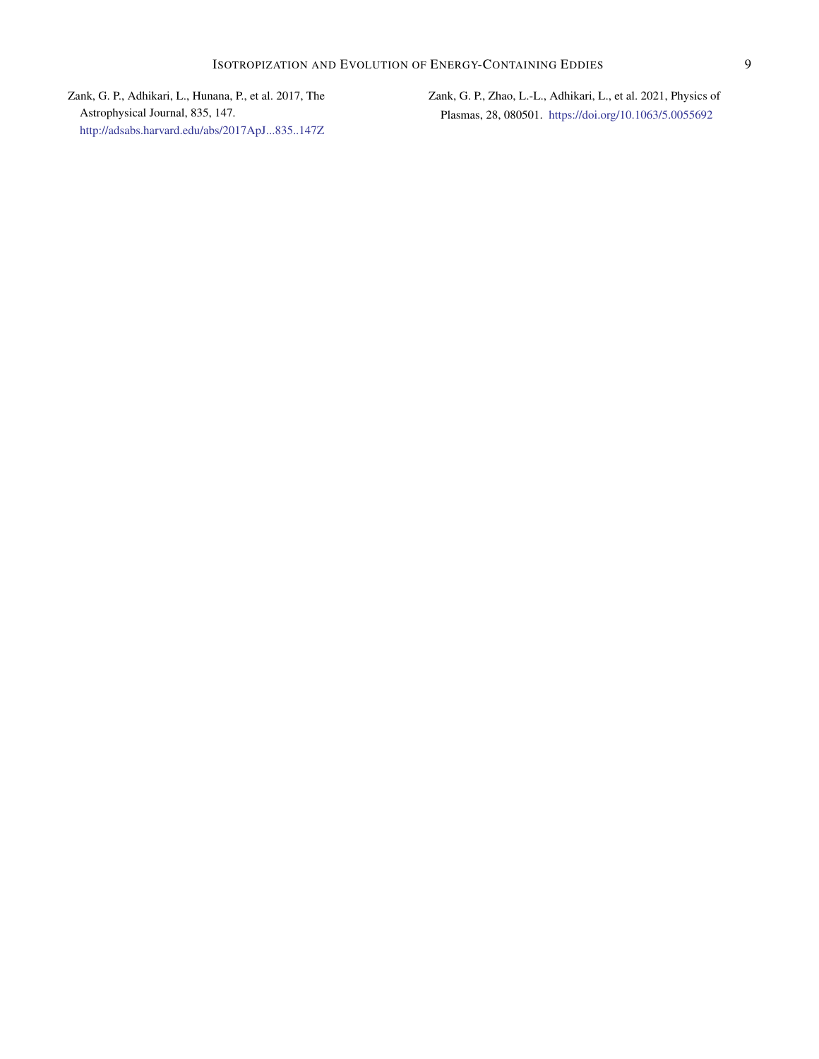Zank, G. P., Adhikari, L., Hunana, P., et al. 2017, The Astrophysical Journal, 835, 147. http://adsabs.harvard.edu/abs/2017ApJ...835..147Z

Zank, G. P., Zhao, L.-L., Adhikari, L., et al. 2021, Physics of Plasmas, 28, 080501. https://doi.org/10.1063/5.0055692